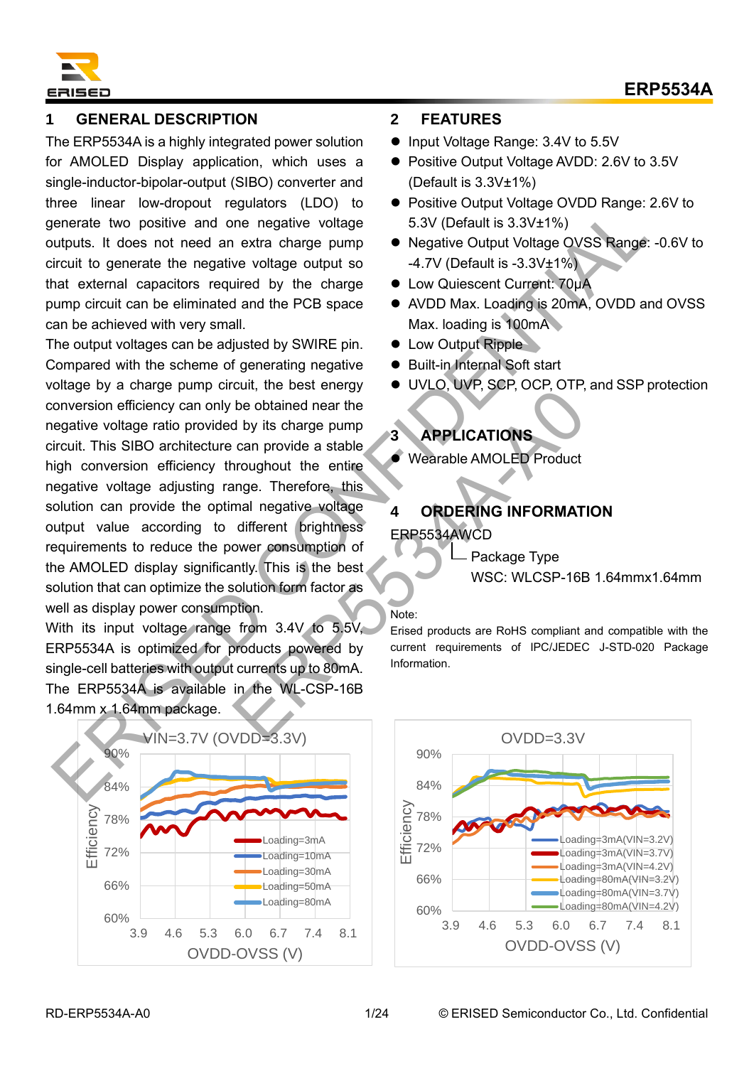# ERP5534A

## 1 GENERAL DESCRIPTION

The ERP5534A is a highly integrated power solution for AMOLED Display application, which uses a single-inductor-bipolar-output (SIBO) converter and three linear low-dropout regulators (LDO) to generate two positive and one negative voltage outputs. It does not need an extra charge pump circuit to generate the negative voltage output so that external capacitors required by the charge pump circuit can be eliminated and the PCB space can be achieved with very small.

The output voltages can be adjusted by SWIRE pin. Compared with the scheme of generating negative voltage by a charge pump circuit, the best energy conversion efficiency can only be obtained near the negative voltage ratio provided by its charge pump circuit. This SIBO architecture can provide a stable high conversion efficiency throughout the entire negative voltage adjusting range. Therefore, this solution can provide the optimal negative voltage output value according to different brightness requirements to reduce the power consumption of the AMOLED display significantly. This is the best solution that can optimize the solution form factor as well as display power consumption.

With its input voltage range from 3.4V to 5.5V, ERP5534A is optimized for products powered by single-cell batteries with output currents up to 80mA. The ERP5534A is available in the WL-CSP-16B 1.64mm x 1.64mm package.

## 2 FEATURES

- Input Voltage Range: 3.4V to 5.5V
- Positive Output Voltage AVDD: 2.6V to 3.5V (Default is 3.3V±1%)
- Positive Output Voltage OVDD Range: 2.6V to 5.3V (Default is 3.3V±1%)
- Negative Output Voltage OVSS Range: -0.6V to -4.7V (Default is -3.3V±1%)
- Low Quiescent Current: 70μA
- AVDD Max. Loading is 20mA, OVDD and OVSS Max. loading is 100mA
- Low Output Ripple
- Built-in Internal Soft start
- UVLO, UVP, SCP, OCP, OTP, and SSP protection

## 3 APPLICATIONS

- Wearable AMOLED Product

## 4 ORDERING INFORMATION

ERP5534AWCD
└ Package Type
WSC: WLCSP-16B 1.64mmx1.64mm

Note:
Erised products are RoHS compliant and compatible with the current requirements of IPC/JEDEC J-STD-020 Package Information.

VIN=3.7V (OVDD=3.3V)
Efficiency vs. OVDD-OVSS (V): Loading=3mA, Loading=10mA, Loading=30mA, Loading=50mA, Loading=80mA

OVDD=3.3V
Efficiency vs. OVDD-OVSS (V): Loading=3mA(VIN=3.2V), Loading=3mA(VIN=3.7V), Loading=3mA(VIN=4.2V), Loading=80mA(VIN=3.2V), Loading=80mA(VIN=3.7V), Loading=80mA(VIN=4.2V)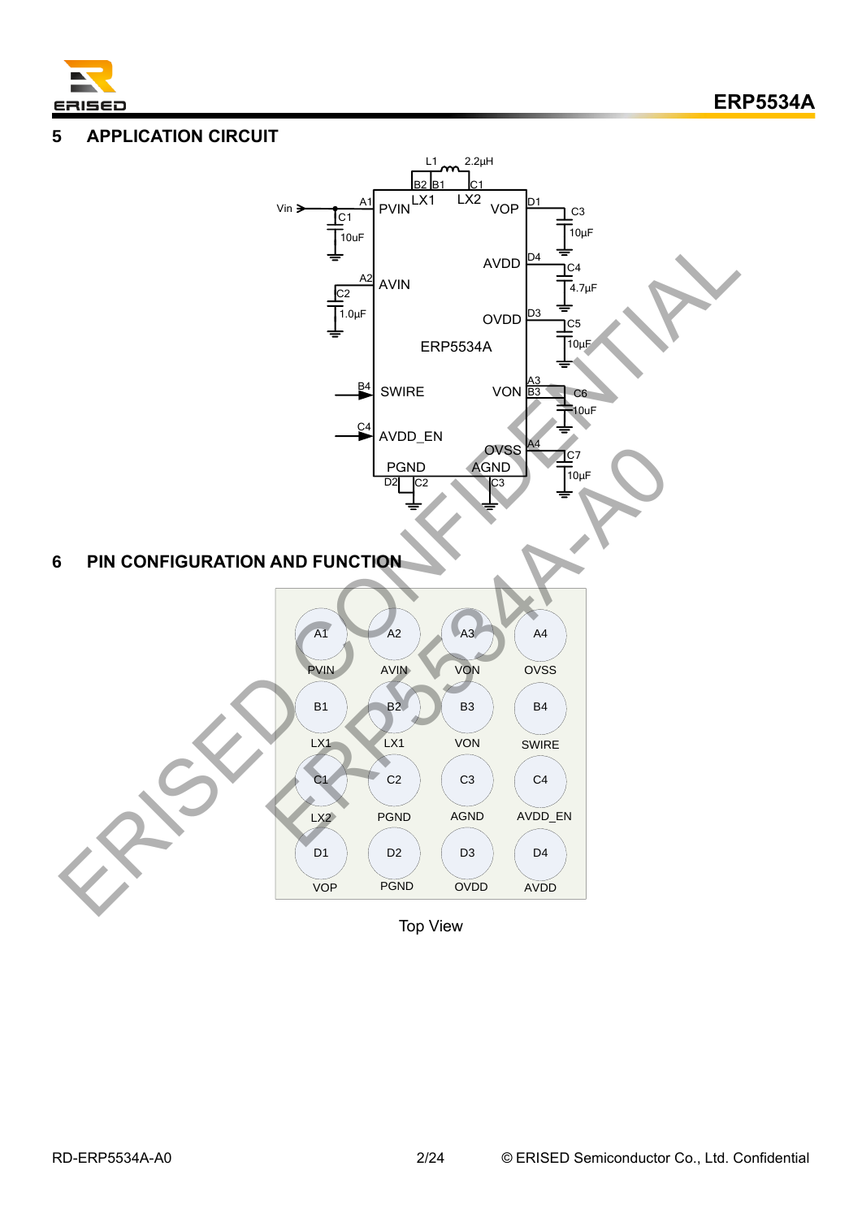## 5 APPLICATION CIRCUIT

L1 2.2µH

Vin

A1 PVIN
B2 B1 LX1
C1 LX2
D1 VOP
C1 10uF
C3 10µF
A2 AVIN
D4 AVDD
C4 4.7µF
C2 1.0µF
D3 OVDD
C5 10µF
ERP5534A
B4 SWIRE
A3 B3 VON
C6 10uF
C4 AVDD_EN
A4 OVSS
C7 10µF
PGND D2 C2
AGND C3

## 6 PIN CONFIGURATION AND FUNCTION

| | | | |
|---|---|---|---|
| A1 PVIN | A2 AVIN | A3 VON | A4 OVSS |
| B1 LX1 | B2 LX1 | B3 VON | B4 SWIRE |
| C1 LX2 | C2 PGND | C3 AGND | C4 AVDD_EN |
| D1 VOP | D2 PGND | D3 OVDD | D4 AVDD |

Top View